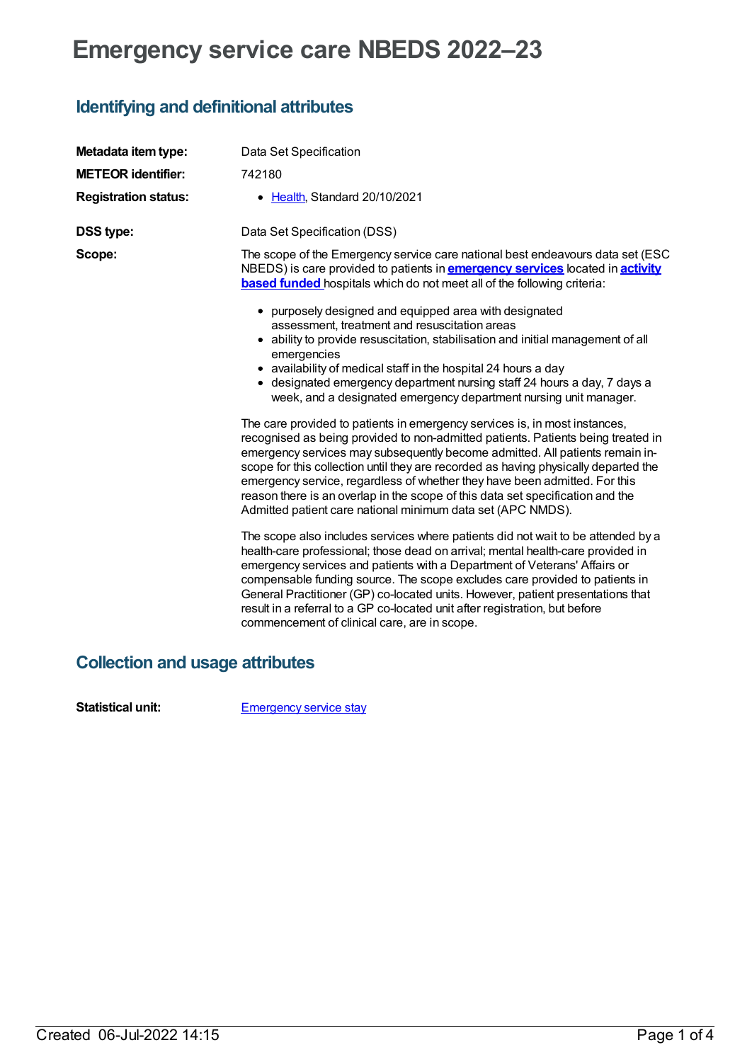# Emergency service care NBEDS 2022–23

## Identifying and definitional attributes

**Metadata item type:** Data Set Specification

**METEOR identifier:** 742180

**Registration status:**

- Health, Standard 20/10/2021

**DSS type:** Data Set Specification (DSS)

**Scope:** The scope of the Emergency service care national best endeavours data set (ESC NBEDS) is care provided to patients in **emergency services** located in **activity based funded** hospitals which do not meet all of the following criteria:

- purposely designed and equipped area with designated assessment, treatment and resuscitation areas
- ability to provide resuscitation, stabilisation and initial management of all emergencies
- availability of medical staff in the hospital 24 hours a day
- designated emergency department nursing staff 24 hours a day, 7 days a week, and a designated emergency department nursing unit manager.

The care provided to patients in emergency services is, in most instances, recognised as being provided to non-admitted patients. Patients being treated in emergency services may subsequently become admitted. All patients remain in-scope for this collection until they are recorded as having physically departed the emergency service, regardless of whether they have been admitted. For this reason there is an overlap in the scope of this data set specification and the Admitted patient care national minimum data set (APC NMDS).

The scope also includes services where patients did not wait to be attended by a health-care professional; those dead on arrival; mental health-care provided in emergency services and patients with a Department of Veterans' Affairs or compensable funding source. The scope excludes care provided to patients in General Practitioner (GP) co-located units. However, patient presentations that result in a referral to a GP co-located unit after registration, but before commencement of clinical care, are in scope.

## Collection and usage attributes

**Statistical unit:** Emergency service stay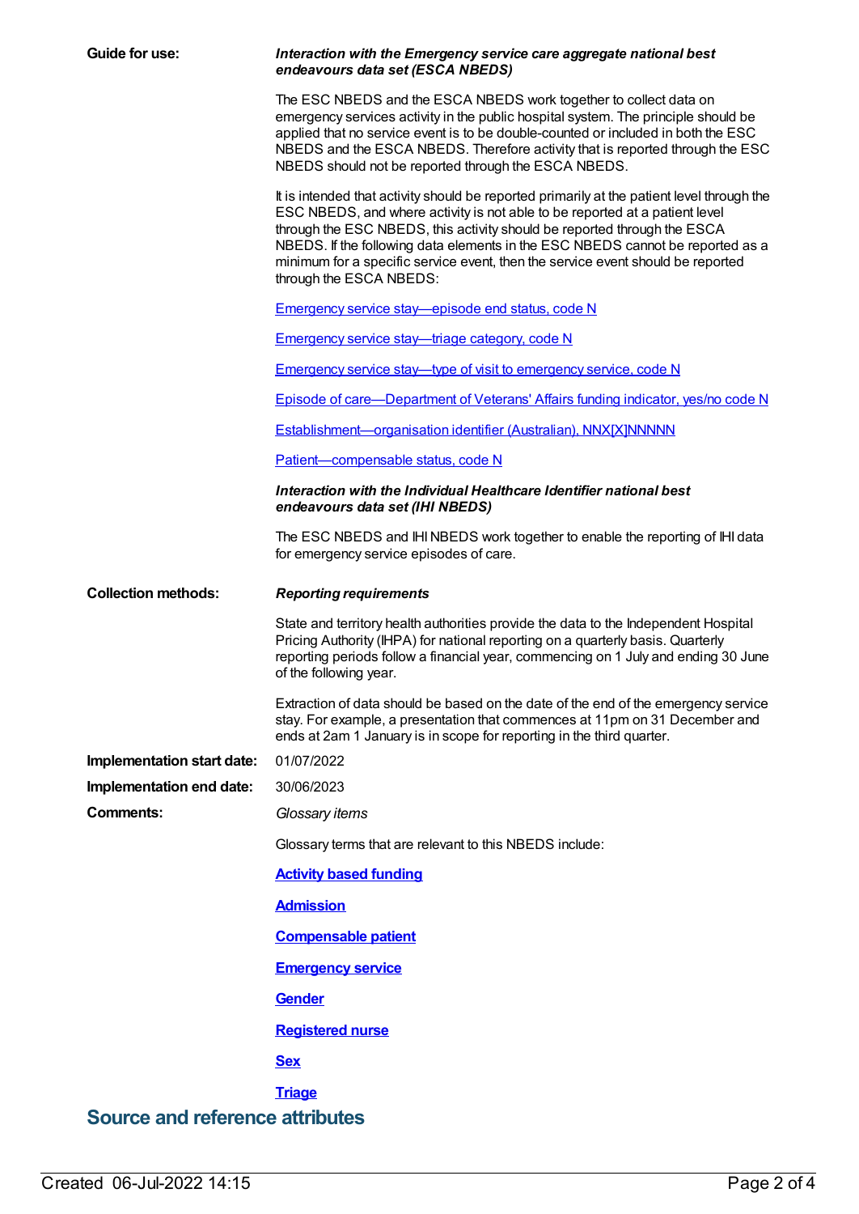**Guide for use:**

***Interaction with the Emergency service care aggregate national best endeavours data set (ESCA NBEDS)***

The ESC NBEDS and the ESCA NBEDS work together to collect data on emergency services activity in the public hospital system. The principle should be applied that no service event is to be double-counted or included in both the ESC NBEDS and the ESCA NBEDS. Therefore activity that is reported through the ESC NBEDS should not be reported through the ESCA NBEDS.

It is intended that activity should be reported primarily at the patient level through the ESC NBEDS, and where activity is not able to be reported at a patient level through the ESC NBEDS, this activity should be reported through the ESCA NBEDS. If the following data elements in the ESC NBEDS cannot be reported as a minimum for a specific service event, then the service event should be reported through the ESCA NBEDS:

Emergency service stay—episode end status, code N

Emergency service stay—triage category, code N

Emergency service stay—type of visit to emergency service, code N

Episode of care—Department of Veterans' Affairs funding indicator, yes/no code N

Establishment—organisation identifier (Australian), NNX[X]NNNNN

Patient—compensable status, code N

***Interaction with the Individual Healthcare Identifier national best endeavours data set (IHI NBEDS)***

The ESC NBEDS and IHI NBEDS work together to enable the reporting of IHI data for emergency service episodes of care.

**Collection methods:**

***Reporting requirements***

State and territory health authorities provide the data to the Independent Hospital Pricing Authority (IHPA) for national reporting on a quarterly basis. Quarterly reporting periods follow a financial year, commencing on 1 July and ending 30 June of the following year.

Extraction of data should be based on the date of the end of the emergency service stay. For example, a presentation that commences at 11pm on 31 December and ends at 2am 1 January is in scope for reporting in the third quarter.

**Implementation start date:** 01/07/2022

**Implementation end date:** 30/06/2023

**Comments:**

*Glossary items*

Glossary terms that are relevant to this NBEDS include:

**Activity based funding**

**Admission**

**Compensable patient**

**Emergency service**

**Gender**

**Registered nurse**

**Sex**

**Triage**

## Source and reference attributes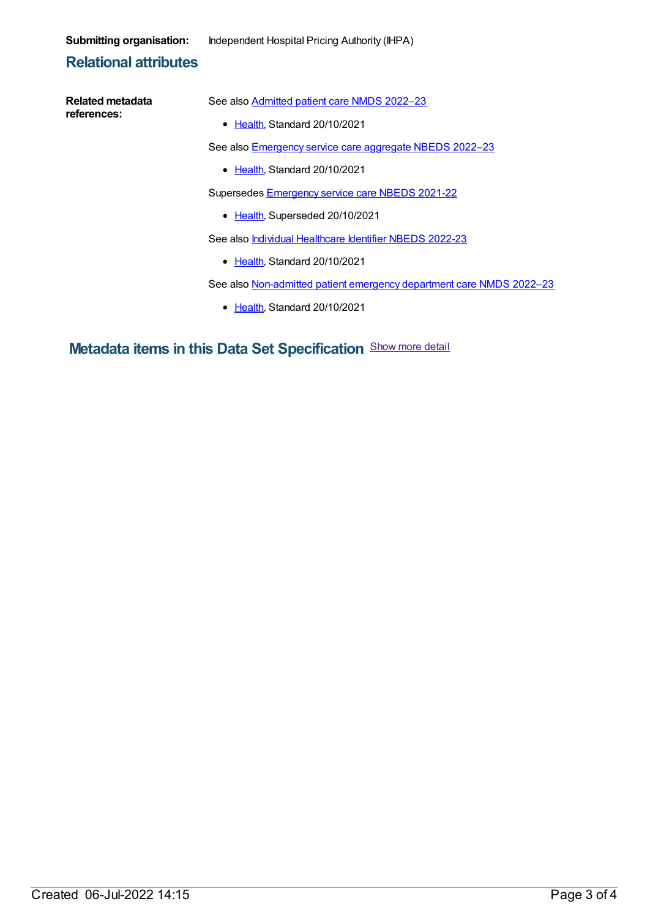**Submitting organisation:** Independent Hospital Pricing Authority (IHPA)

## Relational attributes

**Related metadata references:**

See also Admitted patient care NMDS 2022–23

- Health, Standard 20/10/2021

See also Emergency service care aggregate NBEDS 2022–23

- Health, Standard 20/10/2021

Supersedes Emergency service care NBEDS 2021-22

- Health, Superseded 20/10/2021

See also Individual Healthcare Identifier NBEDS 2022-23

- Health, Standard 20/10/2021

See also Non-admitted patient emergency department care NMDS 2022–23

- Health, Standard 20/10/2021

## Metadata items in this Data Set Specification

Show more detail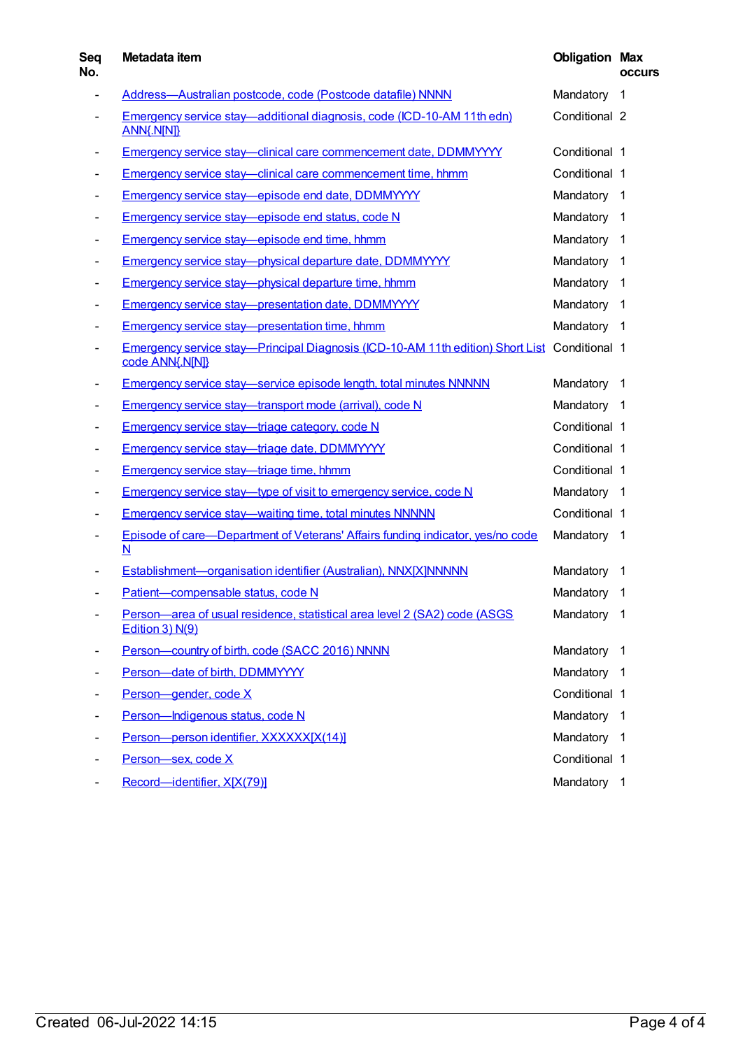| Seq No. | Metadata item | Obligation | Max occurs |
|---|---|---|---|
| - | Address—Australian postcode, code (Postcode datafile) NNNN | Mandatory | 1 |
| - | Emergency service stay—additional diagnosis, code (ICD-10-AM 11th edn) ANN{.N[N]} | Conditional | 2 |
| - | Emergency service stay—clinical care commencement date, DDMMYYYY | Conditional | 1 |
| - | Emergency service stay—clinical care commencement time, hhmm | Conditional | 1 |
| - | Emergency service stay—episode end date, DDMMYYYY | Mandatory | 1 |
| - | Emergency service stay—episode end status, code N | Mandatory | 1 |
| - | Emergency service stay—episode end time, hhmm | Mandatory | 1 |
| - | Emergency service stay—physical departure date, DDMMYYYY | Mandatory | 1 |
| - | Emergency service stay—physical departure time, hhmm | Mandatory | 1 |
| - | Emergency service stay—presentation date, DDMMYYYY | Mandatory | 1 |
| - | Emergency service stay—presentation time, hhmm | Mandatory | 1 |
| - | Emergency service stay—Principal Diagnosis (ICD-10-AM 11th edition) Short List code ANN{.N[N]} | Conditional | 1 |
| - | Emergency service stay—service episode length, total minutes NNNNN | Mandatory | 1 |
| - | Emergency service stay—transport mode (arrival), code N | Mandatory | 1 |
| - | Emergency service stay—triage category, code N | Conditional | 1 |
| - | Emergency service stay—triage date, DDMMYYYY | Conditional | 1 |
| - | Emergency service stay—triage time, hhmm | Conditional | 1 |
| - | Emergency service stay—type of visit to emergency service, code N | Mandatory | 1 |
| - | Emergency service stay—waiting time, total minutes NNNNN | Conditional | 1 |
| - | Episode of care—Department of Veterans' Affairs funding indicator, yes/no code N | Mandatory | 1 |
| - | Establishment—organisation identifier (Australian), NNX[X]NNNNN | Mandatory | 1 |
| - | Patient—compensable status, code N | Mandatory | 1 |
| - | Person—area of usual residence, statistical area level 2 (SA2) code (ASGS Edition 3) N(9) | Mandatory | 1 |
| - | Person—country of birth, code (SACC 2016) NNNN | Mandatory | 1 |
| - | Person—date of birth, DDMMYYYY | Mandatory | 1 |
| - | Person—gender, code X | Conditional | 1 |
| - | Person—Indigenous status, code N | Mandatory | 1 |
| - | Person—person identifier, XXXXXX[X(14)] | Mandatory | 1 |
| - | Person—sex, code X | Conditional | 1 |
| - | Record—identifier, X[X(79)] | Mandatory | 1 |

Created 06-Jul-2022 14:15